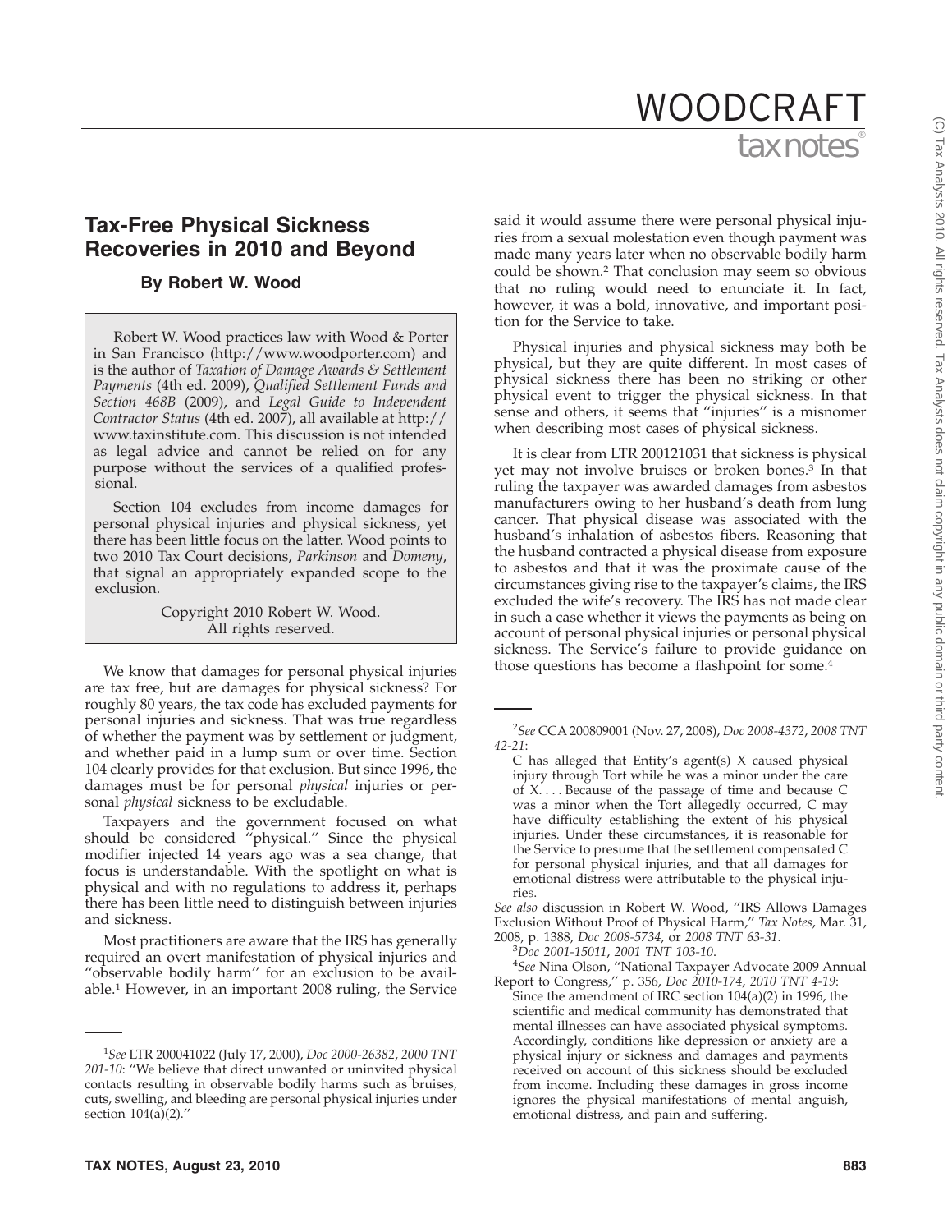# Tax-Free Physical Sickness Recoveries in 2010 and Beyond

**By Robert W. Wood**

Robert W. Wood practices law with Wood & Porter in San Francisco (http://www.woodporter.com) and is the author of *Taxation of Damage Awards & Settlement Payments* (4th ed. 2009), *Qualified Settlement Funds and Section 468B* (2009), and *Legal Guide to Independent Contractor Status* (4th ed. 2007), all available at http://www.taxinstitute.com. This discussion is not intended as legal advice and cannot be relied on for any purpose without the services of a qualified professional.

Section 104 excludes from income damages for personal physical injuries and physical sickness, yet there has been little focus on the latter. Wood points to two 2010 Tax Court decisions, *Parkinson* and *Domeny*, that signal an appropriately expanded scope to the exclusion.

Copyright 2010 Robert W. Wood.
All rights reserved.

We know that damages for personal physical injuries are tax free, but are damages for physical sickness? For roughly 80 years, the tax code has excluded payments for personal injuries and sickness. That was true regardless of whether the payment was by settlement or judgment, and whether paid in a lump sum or over time. Section 104 clearly provides for that exclusion. But since 1996, the damages must be for personal *physical* injuries or personal *physical* sickness to be excludable.

Taxpayers and the government focused on what should be considered ''physical.'' Since the physical modifier injected 14 years ago was a sea change, that focus is understandable. With the spotlight on what is physical and with no regulations to address it, perhaps there has been little need to distinguish between injuries and sickness.

Most practitioners are aware that the IRS has generally required an overt manifestation of physical injuries and ''observable bodily harm'' for an exclusion to be available.[1] However, in an important 2008 ruling, the Service said it would assume there were personal physical injuries from a sexual molestation even though payment was made many years later when no observable bodily harm could be shown.[2] That conclusion may seem so obvious that no ruling would need to enunciate it. In fact, however, it was a bold, innovative, and important position for the Service to take.

Physical injuries and physical sickness may both be physical, but they are quite different. In most cases of physical sickness there has been no striking or other physical event to trigger the physical sickness. In that sense and others, it seems that ''injuries'' is a misnomer when describing most cases of physical sickness.

It is clear from LTR 200121031 that sickness is physical yet may not involve bruises or broken bones.[3] In that ruling the taxpayer was awarded damages from asbestos manufacturers owing to her husband's death from lung cancer. That physical disease was associated with the husband's inhalation of asbestos fibers. Reasoning that the husband contracted a physical disease from exposure to asbestos and that it was the proximate cause of the circumstances giving rise to the taxpayer's claims, the IRS excluded the wife's recovery. The IRS has not made clear in such a case whether it views the payments as being on account of personal physical injuries or personal physical sickness. The Service's failure to provide guidance on those questions has become a flashpoint for some.[4]

---

[1]*See* LTR 200041022 (July 17, 2000), *Doc 2000-26382*, *2000 TNT 201-10*: ''We believe that direct unwanted or uninvited physical contacts resulting in observable bodily harms such as bruises, cuts, swelling, and bleeding are personal physical injuries under section 104(a)(2).''

[2]*See* CCA 200809001 (Nov. 27, 2008), *Doc 2008-4372*, *2008 TNT 42-21*:

> C has alleged that Entity's agent(s) X caused physical injury through Tort while he was a minor under the care of X. . . . Because of the passage of time and because C was a minor when the Tort allegedly occurred, C may have difficulty establishing the extent of his physical injuries. Under these circumstances, it is reasonable for the Service to presume that the settlement compensated C for personal physical injuries, and that all damages for emotional distress were attributable to the physical injuries.

*See also* discussion in Robert W. Wood, ''IRS Allows Damages Exclusion Without Proof of Physical Harm,'' *Tax Notes*, Mar. 31, 2008, p. 1388, *Doc 2008-5734*, or *2008 TNT 63-31*.

[3]*Doc 2001-15011*, *2001 TNT 103-10*.

[4]*See* Nina Olson, ''National Taxpayer Advocate 2009 Annual Report to Congress,'' p. 356, *Doc 2010-174*, *2010 TNT 4-19*:

> Since the amendment of IRC section 104(a)(2) in 1996, the scientific and medical community has demonstrated that mental illnesses can have associated physical symptoms. Accordingly, conditions like depression or anxiety are a physical injury or sickness and damages and payments received on account of this sickness should be excluded from income. Including these damages in gross income ignores the physical manifestations of mental anguish, emotional distress, and pain and suffering.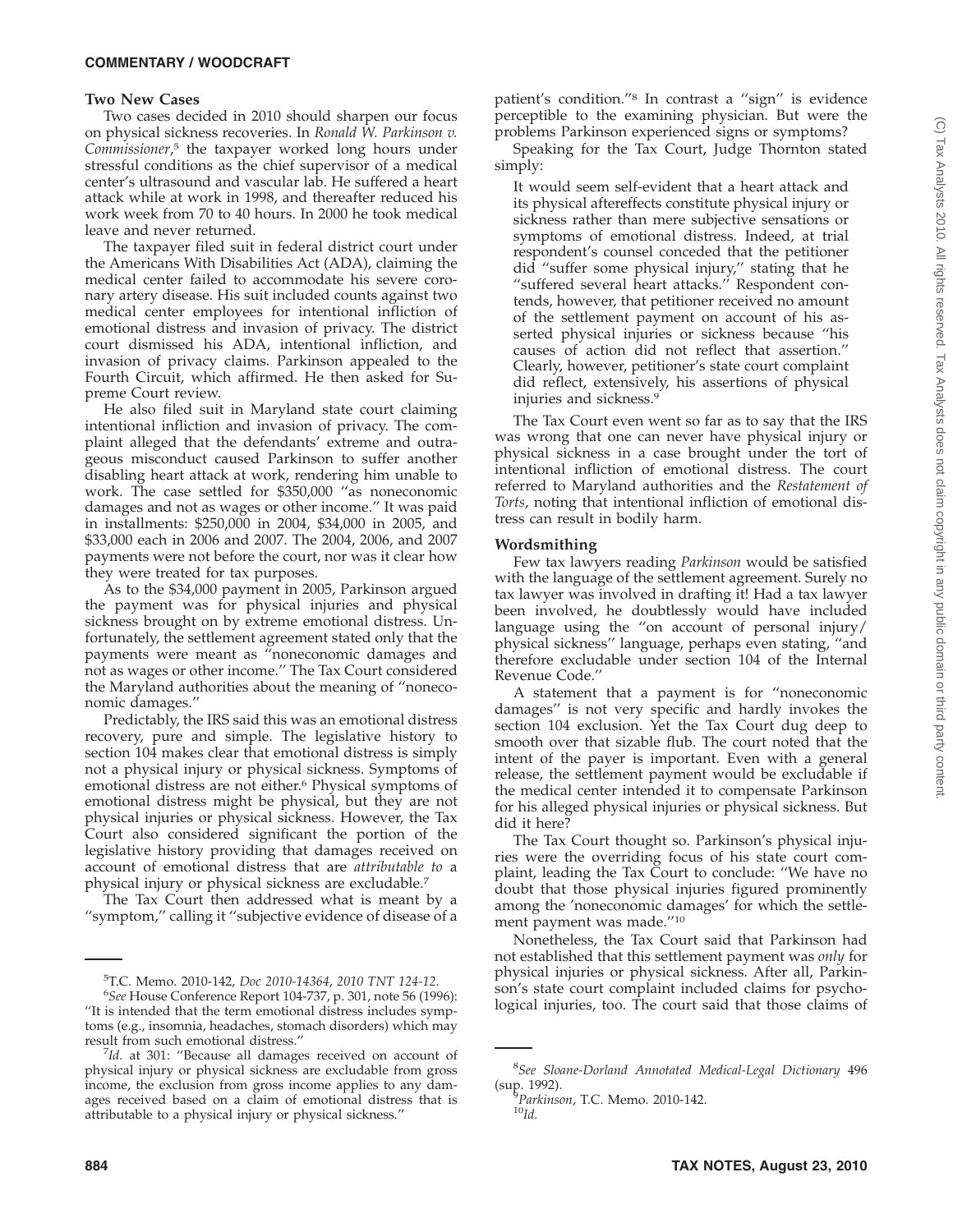### Two New Cases

Two cases decided in 2010 should sharpen our focus on physical sickness recoveries. In *Ronald W. Parkinson v. Commissioner*,[5] the taxpayer worked long hours under stressful conditions as the chief supervisor of a medical center's ultrasound and vascular lab. He suffered a heart attack while at work in 1998, and thereafter reduced his work week from 70 to 40 hours. In 2000 he took medical leave and never returned.

The taxpayer filed suit in federal district court under the Americans With Disabilities Act (ADA), claiming the medical center failed to accommodate his severe coronary artery disease. His suit included counts against two medical center employees for intentional infliction of emotional distress and invasion of privacy. The district court dismissed his ADA, intentional infliction, and invasion of privacy claims. Parkinson appealed to the Fourth Circuit, which affirmed. He then asked for Supreme Court review.

He also filed suit in Maryland state court claiming intentional infliction and invasion of privacy. The complaint alleged that the defendants' extreme and outrageous misconduct caused Parkinson to suffer another disabling heart attack at work, rendering him unable to work. The case settled for $350,000 "as noneconomic damages and not as wages or other income." It was paid in installments: $250,000 in 2004, $34,000 in 2005, and $33,000 each in 2006 and 2007. The 2004, 2006, and 2007 payments were not before the court, nor was it clear how they were treated for tax purposes.

As to the $34,000 payment in 2005, Parkinson argued the payment was for physical injuries and physical sickness brought on by extreme emotional distress. Unfortunately, the settlement agreement stated only that the payments were meant as "noneconomic damages and not as wages or other income." The Tax Court considered the Maryland authorities about the meaning of "noneconomic damages."

Predictably, the IRS said this was an emotional distress recovery, pure and simple. The legislative history to section 104 makes clear that emotional distress is simply not a physical injury or physical sickness. Symptoms of emotional distress are not either.[6] Physical symptoms of emotional distress might be physical, but they are not physical injuries or physical sickness. However, the Tax Court also considered significant the portion of the legislative history providing that damages received on account of emotional distress that are *attributable to* a physical injury or physical sickness are excludable.[7]

The Tax Court then addressed what is meant by a "symptom," calling it "subjective evidence of disease of a patient's condition."[8] In contrast a "sign" is evidence perceptible to the examining physician. But were the problems Parkinson experienced signs or symptoms?

Speaking for the Tax Court, Judge Thornton stated simply:

> It would seem self-evident that a heart attack and its physical aftereffects constitute physical injury or sickness rather than mere subjective sensations or symptoms of emotional distress. Indeed, at trial respondent's counsel conceded that the petitioner did "suffer some physical injury," stating that he "suffered several heart attacks." Respondent contends, however, that petitioner received no amount of the settlement payment on account of his asserted physical injuries or sickness because "his causes of action did not reflect that assertion." Clearly, however, petitioner's state court complaint did reflect, extensively, his assertions of physical injuries and sickness.[9]

The Tax Court even went so far as to say that the IRS was wrong that one can never have physical injury or physical sickness in a case brought under the tort of intentional infliction of emotional distress. The court referred to Maryland authorities and the *Restatement of Torts*, noting that intentional infliction of emotional distress can result in bodily harm.

### Wordsmithing

Few tax lawyers reading *Parkinson* would be satisfied with the language of the settlement agreement. Surely no tax lawyer was involved in drafting it! Had a tax lawyer been involved, he doubtlessly would have included language using the "on account of personal injury/physical sickness" language, perhaps even stating, "and therefore excludable under section 104 of the Internal Revenue Code."

A statement that a payment is for "noneconomic damages" is not very specific and hardly invokes the section 104 exclusion. Yet the Tax Court dug deep to smooth over that sizable flub. The court noted that the intent of the payer is important. Even with a general release, the settlement payment would be excludable if the medical center intended it to compensate Parkinson for his alleged physical injuries or physical sickness. But did it here?

The Tax Court thought so. Parkinson's physical injuries were the overriding focus of his state court complaint, leading the Tax Court to conclude: "We have no doubt that those physical injuries figured prominently among the 'noneconomic damages' for which the settlement payment was made."[10]

Nonetheless, the Tax Court said that Parkinson had not established that this settlement payment was *only* for physical injuries or physical sickness. After all, Parkinson's state court complaint included claims for psychological injuries, too. The court said that those claims of

---

[5] T.C. Memo. 2010-142, *Doc 2010-14364*, *2010 TNT 124-12*.

[6] *See* House Conference Report 104-737, p. 301, note 56 (1996): "It is intended that the term emotional distress includes symptoms (e.g., insomnia, headaches, stomach disorders) which may result from such emotional distress."

[7] *Id.* at 301: "Because all damages received on account of physical injury or physical sickness are excludable from gross income, the exclusion from gross income applies to any damages received based on a claim of emotional distress that is attributable to a physical injury or physical sickness."

[8] *See Sloane-Dorland Annotated Medical-Legal Dictionary* 496 (sup. 1992).

[9] *Parkinson*, T.C. Memo. 2010-142.

[10] *Id.*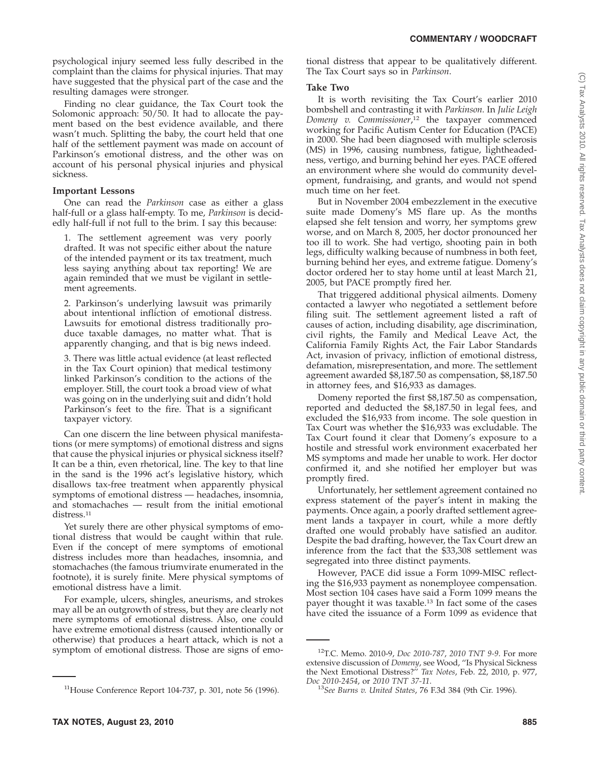psychological injury seemed less fully described in the complaint than the claims for physical injuries. That may have suggested that the physical part of the case and the resulting damages were stronger.

Finding no clear guidance, the Tax Court took the Solomonic approach: 50/50. It had to allocate the payment based on the best evidence available, and there wasn't much. Splitting the baby, the court held that one half of the settlement payment was made on account of Parkinson's emotional distress, and the other was on account of his personal physical injuries and physical sickness.

### Important Lessons

One can read the *Parkinson* case as either a glass half-full or a glass half-empty. To me, *Parkinson* is decidedly half-full if not full to the brim. I say this because:

1. The settlement agreement was very poorly drafted. It was not specific either about the nature of the intended payment or its tax treatment, much less saying anything about tax reporting! We are again reminded that we must be vigilant in settlement agreements.

2. Parkinson's underlying lawsuit was primarily about intentional infliction of emotional distress. Lawsuits for emotional distress traditionally produce taxable damages, no matter what. That is apparently changing, and that is big news indeed.

3. There was little actual evidence (at least reflected in the Tax Court opinion) that medical testimony linked Parkinson's condition to the actions of the employer. Still, the court took a broad view of what was going on in the underlying suit and didn't hold Parkinson's feet to the fire. That is a significant taxpayer victory.

Can one discern the line between physical manifestations (or mere symptoms) of emotional distress and signs that cause the physical injuries or physical sickness itself? It can be a thin, even rhetorical, line. The key to that line in the sand is the 1996 act's legislative history, which disallows tax-free treatment when apparently physical symptoms of emotional distress — headaches, insomnia, and stomachaches — result from the initial emotional distress.[11]

Yet surely there are other physical symptoms of emotional distress that would be caught within that rule. Even if the concept of mere symptoms of emotional distress includes more than headaches, insomnia, and stomachaches (the famous triumvirate enumerated in the footnote), it is surely finite. Mere physical symptoms of emotional distress have a limit.

For example, ulcers, shingles, aneurisms, and strokes may all be an outgrowth of stress, but they are clearly not mere symptoms of emotional distress. Also, one could have extreme emotional distress (caused intentionally or otherwise) that produces a heart attack, which is not a symptom of emotional distress. Those are signs of emotional distress that appear to be qualitatively different. The Tax Court says so in *Parkinson*.

### Take Two

It is worth revisiting the Tax Court's earlier 2010 bombshell and contrasting it with *Parkinson*. In *Julie Leigh Domeny v. Commissioner*,[12] the taxpayer commenced working for Pacific Autism Center for Education (PACE) in 2000. She had been diagnosed with multiple sclerosis (MS) in 1996, causing numbness, fatigue, lightheadedness, vertigo, and burning behind her eyes. PACE offered an environment where she would do community development, fundraising, and grants, and would not spend much time on her feet.

But in November 2004 embezzlement in the executive suite made Domeny's MS flare up. As the months elapsed she felt tension and worry, her symptoms grew worse, and on March 8, 2005, her doctor pronounced her too ill to work. She had vertigo, shooting pain in both legs, difficulty walking because of numbness in both feet, burning behind her eyes, and extreme fatigue. Domeny's doctor ordered her to stay home until at least March 21, 2005, but PACE promptly fired her.

That triggered additional physical ailments. Domeny contacted a lawyer who negotiated a settlement before filing suit. The settlement agreement listed a raft of causes of action, including disability, age discrimination, civil rights, the Family and Medical Leave Act, the California Family Rights Act, the Fair Labor Standards Act, invasion of privacy, infliction of emotional distress, defamation, misrepresentation, and more. The settlement agreement awarded $8,187.50 as compensation, $8,187.50 in attorney fees, and $16,933 as damages.

Domeny reported the first $8,187.50 as compensation, reported and deducted the $8,187.50 in legal fees, and excluded the $16,933 from income. The sole question in Tax Court was whether the $16,933 was excludable. The Tax Court found it clear that Domeny's exposure to a hostile and stressful work environment exacerbated her MS symptoms and made her unable to work. Her doctor confirmed it, and she notified her employer but was promptly fired.

Unfortunately, her settlement agreement contained no express statement of the payer's intent in making the payments. Once again, a poorly drafted settlement agreement lands a taxpayer in court, while a more deftly drafted one would probably have satisfied an auditor. Despite the bad drafting, however, the Tax Court drew an inference from the fact that the $33,308 settlement was segregated into three distinct payments.

However, PACE did issue a Form 1099-MISC reflecting the $16,933 payment as nonemployee compensation. Most section 104 cases have said a Form 1099 means the payer thought it was taxable.[13] In fact some of the cases have cited the issuance of a Form 1099 as evidence that

---

[11] House Conference Report 104-737, p. 301, note 56 (1996).

[12] T.C. Memo. 2010-9, *Doc 2010-787*, *2010 TNT 9-9*. For more extensive discussion of *Domeny*, see Wood, "Is Physical Sickness the Next Emotional Distress?" *Tax Notes*, Feb. 22, 2010, p. 977, *Doc 2010-2454*, or *2010 TNT 37-11*.

[13] *See Burns v. United States*, 76 F.3d 384 (9th Cir. 1996).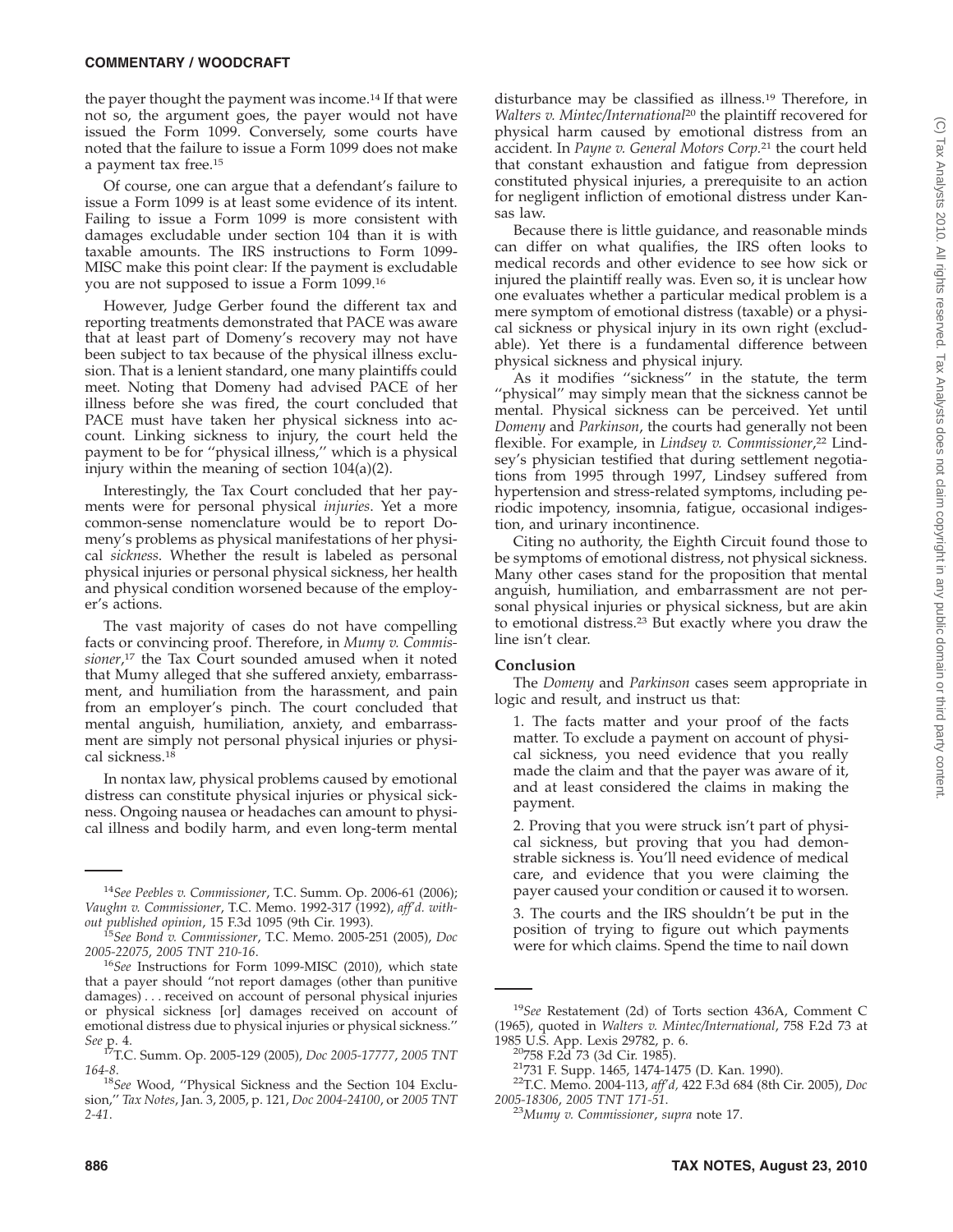the payer thought the payment was income.[14] If that were not so, the argument goes, the payer would not have issued the Form 1099. Conversely, some courts have noted that the failure to issue a Form 1099 does not make a payment tax free.[15]

Of course, one can argue that a defendant's failure to issue a Form 1099 is at least some evidence of its intent. Failing to issue a Form 1099 is more consistent with damages excludable under section 104 than it is with taxable amounts. The IRS instructions to Form 1099-MISC make this point clear: If the payment is excludable you are not supposed to issue a Form 1099.[16]

However, Judge Gerber found the different tax and reporting treatments demonstrated that PACE was aware that at least part of Domeny's recovery may not have been subject to tax because of the physical illness exclusion. That is a lenient standard, one many plaintiffs could meet. Noting that Domeny had advised PACE of her illness before she was fired, the court concluded that PACE must have taken her physical sickness into account. Linking sickness to injury, the court held the payment to be for "physical illness," which is a physical injury within the meaning of section 104(a)(2).

Interestingly, the Tax Court concluded that her payments were for personal physical *injuries*. Yet a more common-sense nomenclature would be to report Domeny's problems as physical manifestations of her physical *sickness*. Whether the result is labeled as personal physical injuries or personal physical sickness, her health and physical condition worsened because of the employer's actions.

The vast majority of cases do not have compelling facts or convincing proof. Therefore, in *Mumy v. Commissioner*,[17] the Tax Court sounded amused when it noted that Mumy alleged that she suffered anxiety, embarrassment, and humiliation from the harassment, and pain from an employer's pinch. The court concluded that mental anguish, humiliation, anxiety, and embarrassment are simply not personal physical injuries or physical sickness.[18]

In nontax law, physical problems caused by emotional distress can constitute physical injuries or physical sickness. Ongoing nausea or headaches can amount to physical illness and bodily harm, and even long-term mental disturbance may be classified as illness.[19] Therefore, in *Walters v. Mintec/International*[20] the plaintiff recovered for physical harm caused by emotional distress from an accident. In *Payne v. General Motors Corp.*[21] the court held that constant exhaustion and fatigue from depression constituted physical injuries, a prerequisite to an action for negligent infliction of emotional distress under Kansas law.

Because there is little guidance, and reasonable minds can differ on what qualifies, the IRS often looks to medical records and other evidence to see how sick or injured the plaintiff really was. Even so, it is unclear how one evaluates whether a particular medical problem is a mere symptom of emotional distress (taxable) or a physical sickness or physical injury in its own right (excludable). Yet there is a fundamental difference between physical sickness and physical injury.

As it modifies "sickness" in the statute, the term "physical" may simply mean that the sickness cannot be mental. Physical sickness can be perceived. Yet until *Domeny* and *Parkinson*, the courts had generally not been flexible. For example, in *Lindsey v. Commissioner*,[22] Lindsey's physician testified that during settlement negotiations from 1995 through 1997, Lindsey suffered from hypertension and stress-related symptoms, including periodic impotency, insomnia, fatigue, occasional indigestion, and urinary incontinence.

Citing no authority, the Eighth Circuit found those to be symptoms of emotional distress, not physical sickness. Many other cases stand for the proposition that mental anguish, humiliation, and embarrassment are not personal physical injuries or physical sickness, but are akin to emotional distress.[23] But exactly where you draw the line isn't clear.

### Conclusion

The *Domeny* and *Parkinson* cases seem appropriate in logic and result, and instruct us that:

1. The facts matter and your proof of the facts matter. To exclude a payment on account of physical sickness, you need evidence that you really made the claim and that the payer was aware of it, and at least considered the claims in making the payment.

2. Proving that you were struck isn't part of physical sickness, but proving that you had demonstrable sickness is. You'll need evidence of medical care, and evidence that you were claiming the payer caused your condition or caused it to worsen.

3. The courts and the IRS shouldn't be put in the position of trying to figure out which payments were for which claims. Spend the time to nail down

---

[14]*See Peebles v. Commissioner*, T.C. Summ. Op. 2006-61 (2006); *Vaughn v. Commissioner*, T.C. Memo. 1992-317 (1992), *aff'd. without published opinion*, 15 F.3d 1095 (9th Cir. 1993).

[15]*See Bond v. Commissioner*, T.C. Memo. 2005-251 (2005), *Doc 2005-22075*, *2005 TNT 210-16*.

[16]*See* Instructions for Form 1099-MISC (2010), which state that a payer should "not report damages (other than punitive damages) . . . received on account of personal physical injuries or physical sickness [or] damages received on account of emotional distress due to physical injuries or physical sickness." *See* p. 4.

[17]T.C. Summ. Op. 2005-129 (2005), *Doc 2005-17777*, *2005 TNT 164-8*.

[18]*See* Wood, "Physical Sickness and the Section 104 Exclusion," *Tax Notes*, Jan. 3, 2005, p. 121, *Doc 2004-24100*, or *2005 TNT 2-41*.

[19]*See* Restatement (2d) of Torts section 436A, Comment C (1965), quoted in *Walters v. Mintec/International*, 758 F.2d 73 at 1985 U.S. App. Lexis 29782, p. 6.

[20]758 F.2d 73 (3d Cir. 1985).

[21]731 F. Supp. 1465, 1474-1475 (D. Kan. 1990).

[22]T.C. Memo. 2004-113, *aff'd*, 422 F.3d 684 (8th Cir. 2005), *Doc 2005-18306*, *2005 TNT 171-51*.

[23]*Mumy v. Commissioner*, *supra* note 17.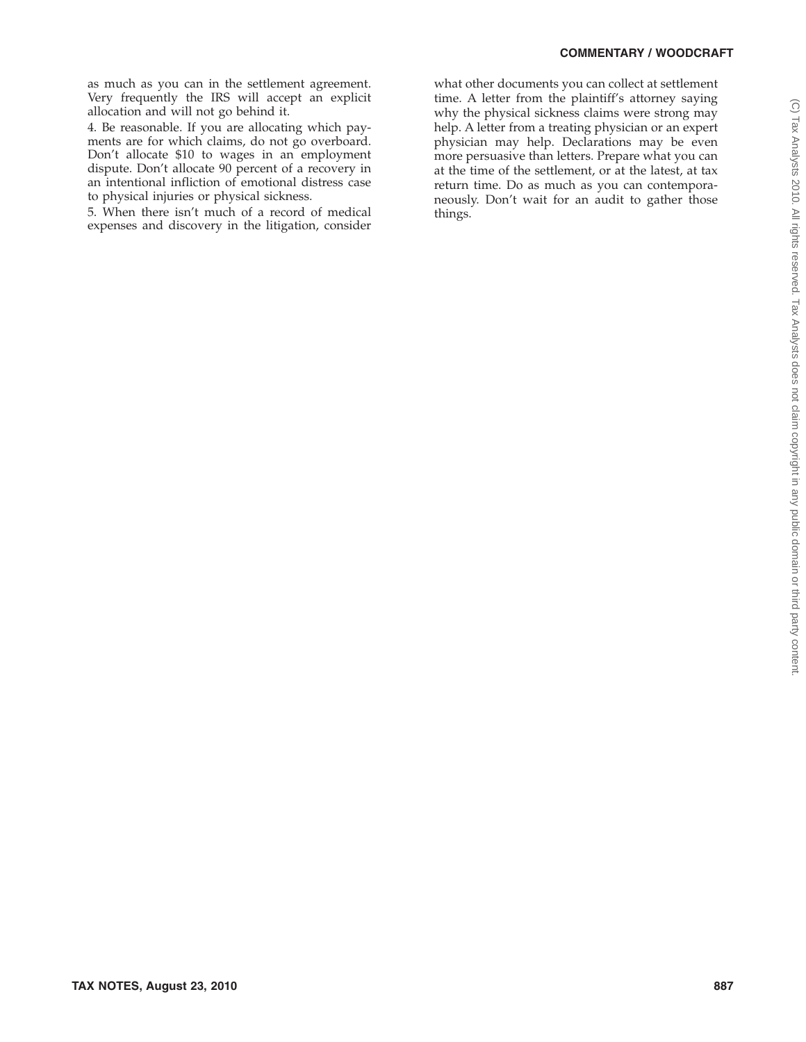as much as you can in the settlement agreement. Very frequently the IRS will accept an explicit allocation and will not go behind it.

4. Be reasonable. If you are allocating which payments are for which claims, do not go overboard. Don't allocate $10 to wages in an employment dispute. Don't allocate 90 percent of a recovery in an intentional infliction of emotional distress case to physical injuries or physical sickness.

5. When there isn't much of a record of medical expenses and discovery in the litigation, consider what other documents you can collect at settlement time. A letter from the plaintiff's attorney saying why the physical sickness claims were strong may help. A letter from a treating physician or an expert physician may help. Declarations may be even more persuasive than letters. Prepare what you can at the time of the settlement, or at the latest, at tax return time. Do as much as you can contemporaneously. Don't wait for an audit to gather those things.